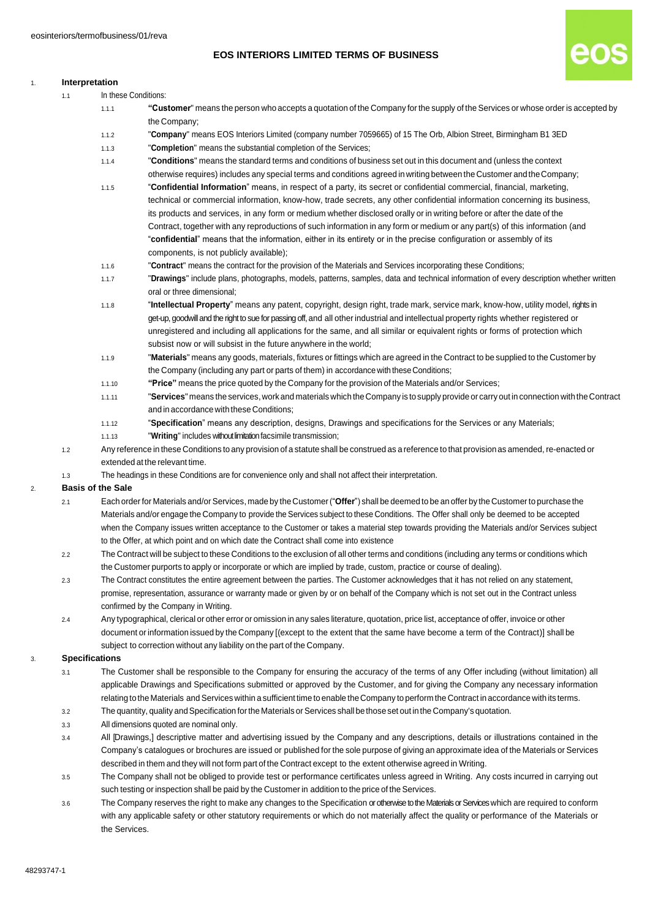# EOS INTERIORS LIMITED TERMS OF BUSINESS

1. **Interpretation**

1.1 In these Conditions:

1.1.1 **"Customer"** means the person who accepts a quotation of the Company for the supply of the Services or whose order is accepted by the Company;

1.1.2 "**Company**" means EOS Interiors Limited (company number 7059665) of 15 The Orb, Albion Street, Birmingham B1 3ED

1.1.3 "**Completion**" means the substantial completion of the Services;

1.1.4 "**Conditions**" means the standard terms and conditions of business set out in this document and (unless the context otherwise requires) includes any special terms and conditions agreed in writing between the Customer and the Company;

1.1.5 "**Confidential Information**" means, in respect of a party, its secret or confidential commercial, financial, marketing, technical or commercial information, know-how, trade secrets, any other confidential information concerning its business, its products and services, in any form or medium whether disclosed orally or in writing before or after the date of the Contract, together with any reproductions of such information in any form or medium or any part(s) of this information (and "**confidential**" means that the information, either in its entirety or in the precise configuration or assembly of its components, is not publicly available);

1.1.6 "**Contract**" means the contract for the provision of the Materials and Services incorporating these Conditions;

1.1.7 "**Drawings**" include plans, photographs, models, patterns, samples, data and technical information of every description whether written oral or three dimensional;

1.1.8 "**Intellectual Property**" means any patent, copyright, design right, trade mark, service mark, know-how, utility model, rights in get-up, goodwill and the right to sue for passing off, and all other industrial and intellectual property rights whether registered or unregistered and including all applications for the same, and all similar or equivalent rights or forms of protection which subsist now or will subsist in the future anywhere in the world;

1.1.9 "**Materials**" means any goods, materials, fixtures or fittings which are agreed in the Contract to be supplied to the Customer by the Company (including any part or parts of them) in accordance with these Conditions;

1.1.10 **"Price"** means the price quoted by the Company for the provision of the Materials and/or Services;

1.1.11 "**Services**" means the services, work and materials which the Company is to supply provide or carry out in connection with the Contract and in accordance with these Conditions;

1.1.12 "**Specification**" means any description, designs, Drawings and specifications for the Services or any Materials;

1.1.13 "**Writing**" includes without limitation facsimile transmission;

1.2 Any reference in these Conditions to any provision of a statute shall be construed as a reference to that provision as amended, re-enacted or extended at the relevant time.

1.3 The headings in these Conditions are for convenience only and shall not affect their interpretation.

2. **Basis of the Sale**

2.1 Each order for Materials and/or Services, made by the Customer ("**Offer**") shall be deemed to be an offer by the Customer to purchase the Materials and/or engage the Company to provide the Services subject to these Conditions. The Offer shall only be deemed to be accepted when the Company issues written acceptance to the Customer or takes a material step towards providing the Materials and/or Services subject to the Offer, at which point and on which date the Contract shall come into existence

2.2 The Contract will be subject to these Conditions to the exclusion of all other terms and conditions (including any terms or conditions which the Customer purports to apply or incorporate or which are implied by trade, custom, practice or course of dealing).

2.3 The Contract constitutes the entire agreement between the parties. The Customer acknowledges that it has not relied on any statement, promise, representation, assurance or warranty made or given by or on behalf of the Company which is not set out in the Contract unless confirmed by the Company in Writing.

2.4 Any typographical, clerical or other error or omission in any sales literature, quotation, price list, acceptance of offer, invoice or other document or information issued by the Company [(except to the extent that the same have become a term of the Contract)] shall be subject to correction without any liability on the part of the Company.

3. **Specifications**

3.1 The Customer shall be responsible to the Company for ensuring the accuracy of the terms of any Offer including (without limitation) all applicable Drawings and Specifications submitted or approved by the Customer, and for giving the Company any necessary information relating to the Materials and Services within a sufficient time to enable the Company to perform the Contract in accordance with its terms.

3.2 The quantity, quality and Specification for the Materials or Services shall be those set out in the Company's quotation.

3.3 All dimensions quoted are nominal only.

3.4 All [Drawings,] descriptive matter and advertising issued by the Company and any descriptions, details or illustrations contained in the Company's catalogues or brochures are issued or published for the sole purpose of giving an approximate idea of the Materials or Services described in them and they will not form part of the Contract except to the extent otherwise agreed in Writing.

3.5 The Company shall not be obliged to provide test or performance certificates unless agreed in Writing. Any costs incurred in carrying out such testing or inspection shall be paid by the Customer in addition to the price of the Services.

3.6 The Company reserves the right to make any changes to the Specification or otherwise to the Materials or Services which are required to conform with any applicable safety or other statutory requirements or which do not materially affect the quality or performance of the Materials or the Services.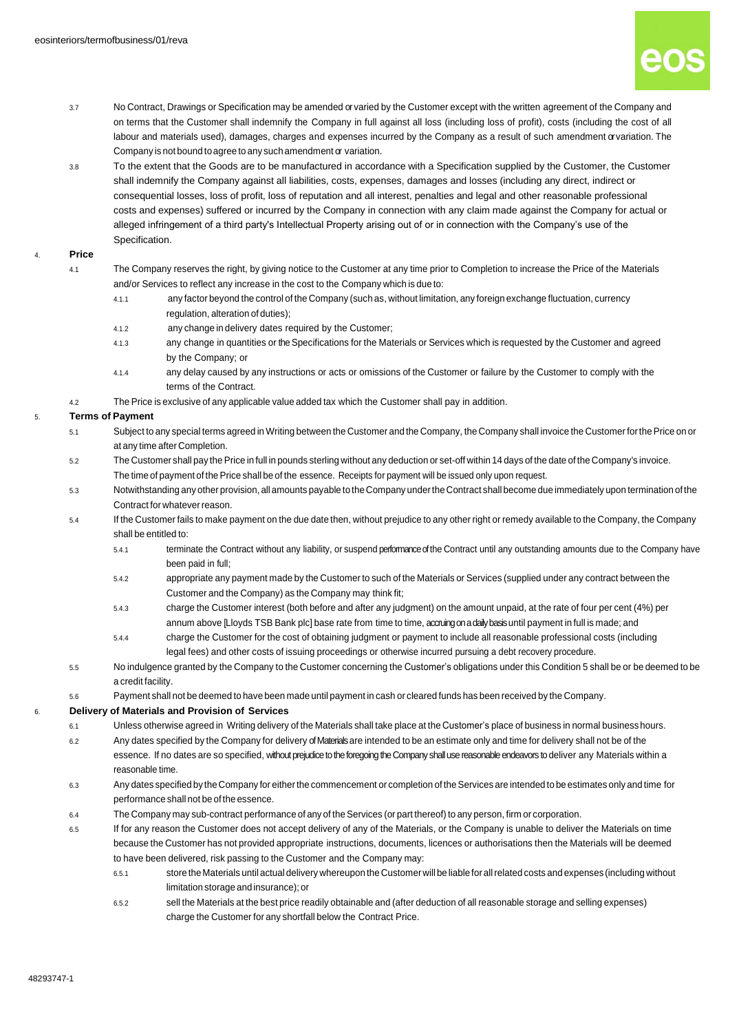3.7 No Contract, Drawings or Specification may be amended or varied by the Customer except with the written agreement of the Company and on terms that the Customer shall indemnify the Company in full against all loss (including loss of profit), costs (including the cost of all labour and materials used), damages, charges and expenses incurred by the Company as a result of such amendment or variation. The Company is not bound to agree to any such amendment or variation.

3.8 To the extent that the Goods are to be manufactured in accordance with a Specification supplied by the Customer, the Customer shall indemnify the Company against all liabilities, costs, expenses, damages and losses (including any direct, indirect or consequential losses, loss of profit, loss of reputation and all interest, penalties and legal and other reasonable professional costs and expenses) suffered or incurred by the Company in connection with any claim made against the Company for actual or alleged infringement of a third party's Intellectual Property arising out of or in connection with the Company's use of the Specification.

## 4. Price

4.1 The Company reserves the right, by giving notice to the Customer at any time prior to Completion to increase the Price of the Materials and/or Services to reflect any increase in the cost to the Company which is due to:

- 4.1.1 any factor beyond the control of the Company (such as, without limitation, any foreign exchange fluctuation, currency regulation, alteration of duties);
- 4.1.2 any change in delivery dates required by the Customer;
- 4.1.3 any change in quantities or the Specifications for the Materials or Services which is requested by the Customer and agreed by the Company; or
- 4.1.4 any delay caused by any instructions or acts or omissions of the Customer or failure by the Customer to comply with the terms of the Contract.

4.2 The Price is exclusive of any applicable value added tax which the Customer shall pay in addition.

## 5. Terms of Payment

5.1 Subject to any special terms agreed in Writing between the Customer and the Company, the Company shall invoice the Customer for the Price on or at any time after Completion.

5.2 The Customer shall pay the Price in full in pounds sterling without any deduction or set-off within 14 days of the date of the Company's invoice. The time of payment of the Price shall be of the essence. Receipts for payment will be issued only upon request.

5.3 Notwithstanding any other provision, all amounts payable to the Company under the Contract shall become due immediately upon termination of the Contract for whatever reason.

5.4 If the Customer fails to make payment on the due date then, without prejudice to any other right or remedy available to the Company, the Company shall be entitled to:

- 5.4.1 terminate the Contract without any liability, or suspend performance of the Contract until any outstanding amounts due to the Company have been paid in full;
- 5.4.2 appropriate any payment made by the Customer to such of the Materials or Services (supplied under any contract between the Customer and the Company) as the Company may think fit;
- 5.4.3 charge the Customer interest (both before and after any judgment) on the amount unpaid, at the rate of four per cent (4%) per annum above [Lloyds TSB Bank plc] base rate from time to time, accruing on a daily basis until payment in full is made; and
- 5.4.4 charge the Customer for the cost of obtaining judgment or payment to include all reasonable professional costs (including legal fees) and other costs of issuing proceedings or otherwise incurred pursuing a debt recovery procedure.

5.5 No indulgence granted by the Company to the Customer concerning the Customer's obligations under this Condition 5 shall be or be deemed to be a credit facility.

5.6 Payment shall not be deemed to have been made until payment in cash or cleared funds has been received by the Company.

## 6. Delivery of Materials and Provision of Services

6.1 Unless otherwise agreed in Writing delivery of the Materials shall take place at the Customer's place of business in normal business hours.

6.2 Any dates specified by the Company for delivery of Materials are intended to be an estimate only and time for delivery shall not be of the essence. If no dates are so specified, without prejudice to the foregoing the Company shall use reasonable endeavors to deliver any Materials within a reasonable time.

6.3 Any dates specified by the Company for either the commencement or completion of the Services are intended to be estimates only and time for performance shall not be of the essence.

6.4 The Company may sub-contract performance of any of the Services (or part thereof) to any person, firm or corporation.

6.5 If for any reason the Customer does not accept delivery of any of the Materials, or the Company is unable to deliver the Materials on time because the Customer has not provided appropriate instructions, documents, licences or authorisations then the Materials will be deemed to have been delivered, risk passing to the Customer and the Company may:

- 6.5.1 store the Materials until actual delivery whereupon the Customer will be liable for all related costs and expenses (including without limitation storage and insurance); or
- 6.5.2 sell the Materials at the best price readily obtainable and (after deduction of all reasonable storage and selling expenses) charge the Customer for any shortfall below the Contract Price.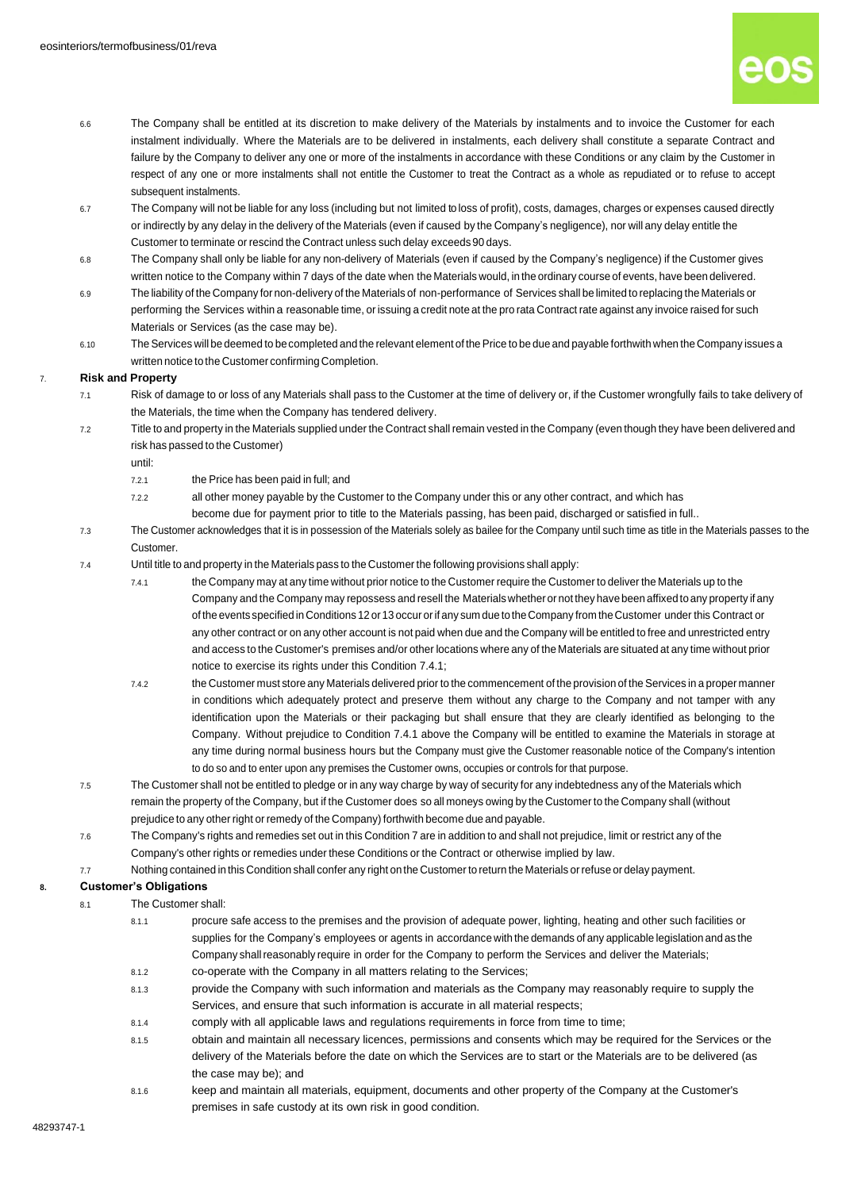6.6 The Company shall be entitled at its discretion to make delivery of the Materials by instalments and to invoice the Customer for each instalment individually. Where the Materials are to be delivered in instalments, each delivery shall constitute a separate Contract and failure by the Company to deliver any one or more of the instalments in accordance with these Conditions or any claim by the Customer in respect of any one or more instalments shall not entitle the Customer to treat the Contract as a whole as repudiated or to refuse to accept subsequent instalments.

6.7 The Company will not be liable for any loss (including but not limited to loss of profit), costs, damages, charges or expenses caused directly or indirectly by any delay in the delivery of the Materials (even if caused by the Company's negligence), nor will any delay entitle the Customer to terminate or rescind the Contract unless such delay exceeds 90 days.

6.8 The Company shall only be liable for any non-delivery of Materials (even if caused by the Company's negligence) if the Customer gives written notice to the Company within 7 days of the date when the Materials would, in the ordinary course of events, have been delivered.

6.9 The liability of the Company for non-delivery of the Materials of non-performance of Services shall be limited to replacing the Materials or performing the Services within a reasonable time, or issuing a credit note at the pro rata Contract rate against any invoice raised for such Materials or Services (as the case may be).

6.10 The Services will be deemed to be completed and the relevant element of the Price to be due and payable forthwith when the Company issues a written notice to the Customer confirming Completion.

## 7. Risk and Property

7.1 Risk of damage to or loss of any Materials shall pass to the Customer at the time of delivery or, if the Customer wrongfully fails to take delivery of the Materials, the time when the Company has tendered delivery.

7.2 Title to and property in the Materials supplied under the Contract shall remain vested in the Company (even though they have been delivered and risk has passed to the Customer)
until:

7.2.1 the Price has been paid in full; and

7.2.2 all other money payable by the Customer to the Company under this or any other contract, and which has become due for payment prior to title to the Materials passing, has been paid, discharged or satisfied in full..

7.3 The Customer acknowledges that it is in possession of the Materials solely as bailee for the Company until such time as title in the Materials passes to the Customer.

7.4 Until title to and property in the Materials pass to the Customer the following provisions shall apply:

7.4.1 the Company may at any time without prior notice to the Customer require the Customer to deliver the Materials up to the Company and the Company may repossess and resell the Materials whether or not they have been affixed to any property if any of the events specified in Conditions 12 or 13 occur or if any sum due to the Company from the Customer under this Contract or any other contract or on any other account is not paid when due and the Company will be entitled to free and unrestricted entry and access to the Customer's premises and/or other locations where any of the Materials are situated at any time without prior notice to exercise its rights under this Condition 7.4.1;

7.4.2 the Customer must store any Materials delivered prior to the commencement of the provision of the Services in a proper manner in conditions which adequately protect and preserve them without any charge to the Company and not tamper with any identification upon the Materials or their packaging but shall ensure that they are clearly identified as belonging to the Company. Without prejudice to Condition 7.4.1 above the Company will be entitled to examine the Materials in storage at any time during normal business hours but the Company must give the Customer reasonable notice of the Company's intention to do so and to enter upon any premises the Customer owns, occupies or controls for that purpose.

7.5 The Customer shall not be entitled to pledge or in any way charge by way of security for any indebtedness any of the Materials which remain the property of the Company, but if the Customer does so all moneys owing by the Customer to the Company shall (without prejudice to any other right or remedy of the Company) forthwith become due and payable.

7.6 The Company's rights and remedies set out in this Condition 7 are in addition to and shall not prejudice, limit or restrict any of the Company's other rights or remedies under these Conditions or the Contract or otherwise implied by law.

7.7 Nothing contained in this Condition shall confer any right on the Customer to return the Materials or refuse or delay payment.

## 8. Customer's Obligations

8.1 The Customer shall:

8.1.1 procure safe access to the premises and the provision of adequate power, lighting, heating and other such facilities or supplies for the Company's employees or agents in accordance with the demands of any applicable legislation and as the Company shall reasonably require in order for the Company to perform the Services and deliver the Materials;

8.1.2 co-operate with the Company in all matters relating to the Services;

8.1.3 provide the Company with such information and materials as the Company may reasonably require to supply the Services, and ensure that such information is accurate in all material respects;

8.1.4 comply with all applicable laws and regulations requirements in force from time to time;

8.1.5 obtain and maintain all necessary licences, permissions and consents which may be required for the Services or the delivery of the Materials before the date on which the Services are to start or the Materials are to be delivered (as the case may be); and

8.1.6 keep and maintain all materials, equipment, documents and other property of the Company at the Customer's premises in safe custody at its own risk in good condition.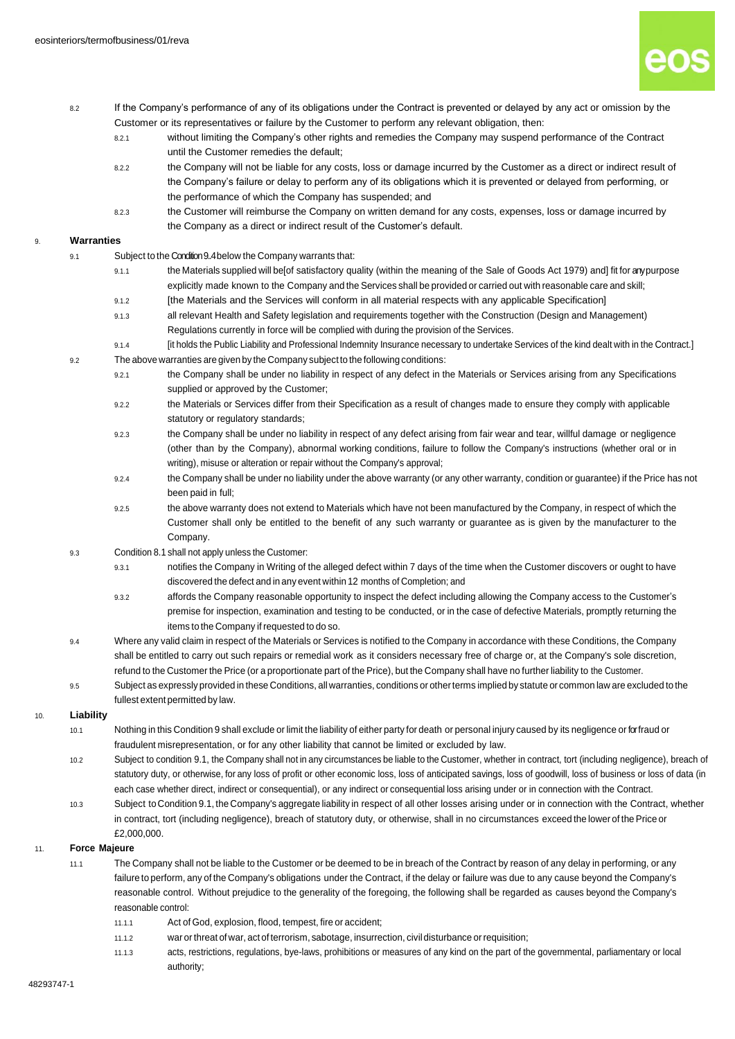8.2 If the Company's performance of any of its obligations under the Contract is prevented or delayed by any act or omission by the Customer or its representatives or failure by the Customer to perform any relevant obligation, then:

8.2.1 without limiting the Company's other rights and remedies the Company may suspend performance of the Contract until the Customer remedies the default;

8.2.2 the Company will not be liable for any costs, loss or damage incurred by the Customer as a direct or indirect result of the Company's failure or delay to perform any of its obligations which it is prevented or delayed from performing, or the performance of which the Company has suspended; and

8.2.3 the Customer will reimburse the Company on written demand for any costs, expenses, loss or damage incurred by the Company as a direct or indirect result of the Customer's default.

## 9. Warranties

9.1 Subject to the Condition 9.4 below the Company warrants that:

9.1.1 the Materials supplied will be[of satisfactory quality (within the meaning of the Sale of Goods Act 1979) and] fit for any purpose explicitly made known to the Company and the Services shall be provided or carried out with reasonable care and skill;

9.1.2 [the Materials and the Services will conform in all material respects with any applicable Specification]

9.1.3 all relevant Health and Safety legislation and requirements together with the Construction (Design and Management) Regulations currently in force will be complied with during the provision of the Services.

9.1.4 [it holds the Public Liability and Professional Indemnity Insurance necessary to undertake Services of the kind dealt with in the Contract.]

9.2 The above warranties are given by the Company subject to the following conditions:

9.2.1 the Company shall be under no liability in respect of any defect in the Materials or Services arising from any Specifications supplied or approved by the Customer;

9.2.2 the Materials or Services differ from their Specification as a result of changes made to ensure they comply with applicable statutory or regulatory standards;

9.2.3 the Company shall be under no liability in respect of any defect arising from fair wear and tear, willful damage or negligence (other than by the Company), abnormal working conditions, failure to follow the Company's instructions (whether oral or in writing), misuse or alteration or repair without the Company's approval;

9.2.4 the Company shall be under no liability under the above warranty (or any other warranty, condition or guarantee) if the Price has not been paid in full;

9.2.5 the above warranty does not extend to Materials which have not been manufactured by the Company, in respect of which the Customer shall only be entitled to the benefit of any such warranty or guarantee as is given by the manufacturer to the Company.

9.3 Condition 8.1 shall not apply unless the Customer:

9.3.1 notifies the Company in Writing of the alleged defect within 7 days of the time when the Customer discovers or ought to have discovered the defect and in any event within 12 months of Completion; and

9.3.2 affords the Company reasonable opportunity to inspect the defect including allowing the Company access to the Customer's premise for inspection, examination and testing to be conducted, or in the case of defective Materials, promptly returning the items to the Company if requested to do so.

9.4 Where any valid claim in respect of the Materials or Services is notified to the Company in accordance with these Conditions, the Company shall be entitled to carry out such repairs or remedial work as it considers necessary free of charge or, at the Company's sole discretion, refund to the Customer the Price (or a proportionate part of the Price), but the Company shall have no further liability to the Customer.

9.5 Subject as expressly provided in these Conditions, all warranties, conditions or other terms implied by statute or common law are excluded to the fullest extent permitted by law.

## 10. Liability

10.1 Nothing in this Condition 9 shall exclude or limit the liability of either party for death or personal injury caused by its negligence or for fraud or fraudulent misrepresentation, or for any other liability that cannot be limited or excluded by law.

10.2 Subject to condition 9.1, the Company shall not in any circumstances be liable to the Customer, whether in contract, tort (including negligence), breach of statutory duty, or otherwise, for any loss of profit or other economic loss, loss of anticipated savings, loss of goodwill, loss of business or loss of data (in each case whether direct, indirect or consequential), or any indirect or consequential loss arising under or in connection with the Contract.

10.3 Subject to Condition 9.1, the Company's aggregate liability in respect of all other losses arising under or in connection with the Contract, whether in contract, tort (including negligence), breach of statutory duty, or otherwise, shall in no circumstances exceed the lower of the Price or £2,000,000.

## 11. Force Majeure

11.1 The Company shall not be liable to the Customer or be deemed to be in breach of the Contract by reason of any delay in performing, or any failure to perform, any of the Company's obligations under the Contract, if the delay or failure was due to any cause beyond the Company's reasonable control. Without prejudice to the generality of the foregoing, the following shall be regarded as causes beyond the Company's reasonable control:

11.1.1 Act of God, explosion, flood, tempest, fire or accident;

11.1.2 war or threat of war, act of terrorism, sabotage, insurrection, civil disturbance or requisition;

11.1.3 acts, restrictions, regulations, bye-laws, prohibitions or measures of any kind on the part of the governmental, parliamentary or local authority;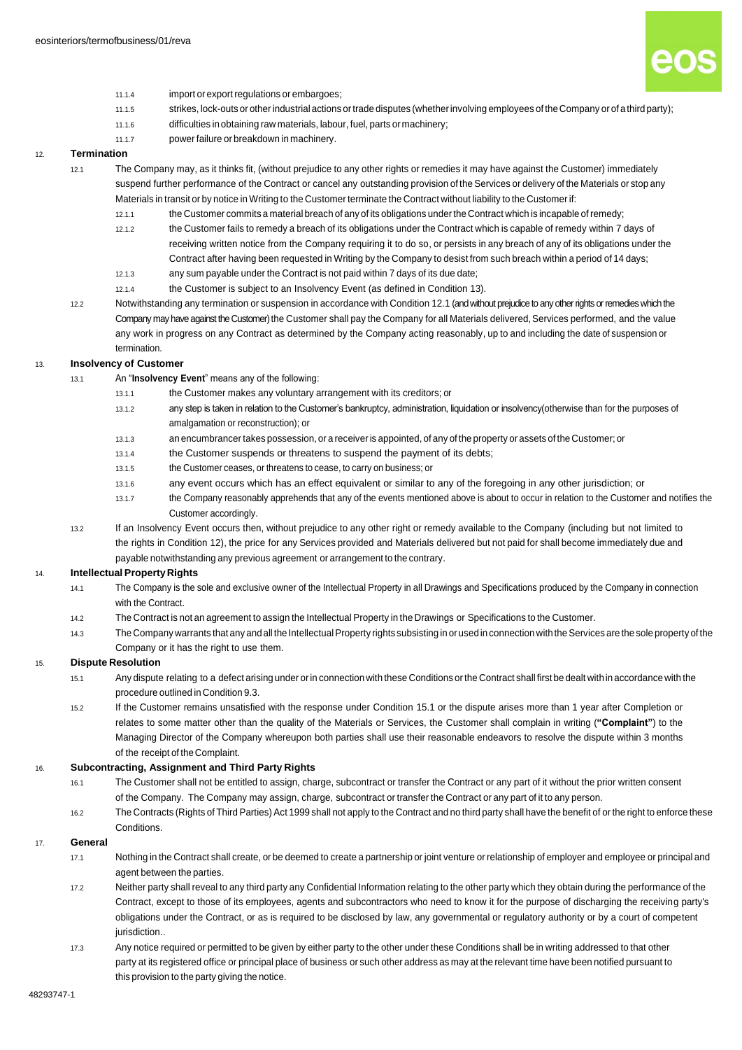11.1.4 import or export regulations or embargoes;

11.1.5 strikes, lock-outs or other industrial actions or trade disputes (whether involving employees of the Company or of a third party);

11.1.6 difficulties in obtaining raw materials, labour, fuel, parts or machinery;

11.1.7 power failure or breakdown in machinery.

## 12. Termination

12.1 The Company may, as it thinks fit, (without prejudice to any other rights or remedies it may have against the Customer) immediately suspend further performance of the Contract or cancel any outstanding provision of the Services or delivery of the Materials or stop any Materials in transit or by notice in Writing to the Customer terminate the Contract without liability to the Customer if:

12.1.1 the Customer commits a material breach of any of its obligations under the Contract which is incapable of remedy;

12.1.2 the Customer fails to remedy a breach of its obligations under the Contract which is capable of remedy within 7 days of receiving written notice from the Company requiring it to do so, or persists in any breach of any of its obligations under the Contract after having been requested in Writing by the Company to desist from such breach within a period of 14 days;

12.1.3 any sum payable under the Contract is not paid within 7 days of its due date;

12.1.4 the Customer is subject to an Insolvency Event (as defined in Condition 13).

12.2 Notwithstanding any termination or suspension in accordance with Condition 12.1 (and without prejudice to any other rights or remedies which the Company may have against the Customer) the Customer shall pay the Company for all Materials delivered, Services performed, and the value any work in progress on any Contract as determined by the Company acting reasonably, up to and including the date of suspension or termination.

## 13. Insolvency of Customer

13.1 An "**Insolvency Event**" means any of the following:

13.1.1 the Customer makes any voluntary arrangement with its creditors; or

13.1.2 any step is taken in relation to the Customer's bankruptcy, administration, liquidation or insolvency(otherwise than for the purposes of amalgamation or reconstruction); or

13.1.3 an encumbrancer takes possession, or a receiver is appointed, of any of the property or assets of the Customer; or

13.1.4 the Customer suspends or threatens to suspend the payment of its debts;

13.1.5 the Customer ceases, or threatens to cease, to carry on business; or

13.1.6 any event occurs which has an effect equivalent or similar to any of the foregoing in any other jurisdiction; or

13.1.7 the Company reasonably apprehends that any of the events mentioned above is about to occur in relation to the Customer and notifies the Customer accordingly.

13.2 If an Insolvency Event occurs then, without prejudice to any other right or remedy available to the Company (including but not limited to the rights in Condition 12), the price for any Services provided and Materials delivered but not paid for shall become immediately due and payable notwithstanding any previous agreement or arrangement to the contrary.

## 14. Intellectual Property Rights

14.1 The Company is the sole and exclusive owner of the Intellectual Property in all Drawings and Specifications produced by the Company in connection with the Contract.

14.2 The Contract is not an agreement to assign the Intellectual Property in the Drawings or Specifications to the Customer.

14.3 The Company warrants that any and all the Intellectual Property rights subsisting in or used in connection with the Services are the sole property of the Company or it has the right to use them.

## 15. Dispute Resolution

15.1 Any dispute relating to a defect arising under or in connection with these Conditions or the Contract shall first be dealt with in accordance with the procedure outlined in Condition 9.3.

15.2 If the Customer remains unsatisfied with the response under Condition 15.1 or the dispute arises more than 1 year after Completion or relates to some matter other than the quality of the Materials or Services, the Customer shall complain in writing (**"Complaint"**) to the Managing Director of the Company whereupon both parties shall use their reasonable endeavors to resolve the dispute within 3 months of the receipt of the Complaint.

## 16. Subcontracting, Assignment and Third Party Rights

16.1 The Customer shall not be entitled to assign, charge, subcontract or transfer the Contract or any part of it without the prior written consent of the Company. The Company may assign, charge, subcontract or transfer the Contract or any part of it to any person.

16.2 The Contracts (Rights of Third Parties) Act 1999 shall not apply to the Contract and no third party shall have the benefit of or the right to enforce these Conditions.

## 17. General

17.1 Nothing in the Contract shall create, or be deemed to create a partnership or joint venture or relationship of employer and employee or principal and agent between the parties.

17.2 Neither party shall reveal to any third party any Confidential Information relating to the other party which they obtain during the performance of the Contract, except to those of its employees, agents and subcontractors who need to know it for the purpose of discharging the receiving party's obligations under the Contract, or as is required to be disclosed by law, any governmental or regulatory authority or by a court of competent jurisdiction..

17.3 Any notice required or permitted to be given by either party to the other under these Conditions shall be in writing addressed to that other party at its registered office or principal place of business or such other address as may at the relevant time have been notified pursuant to this provision to the party giving the notice.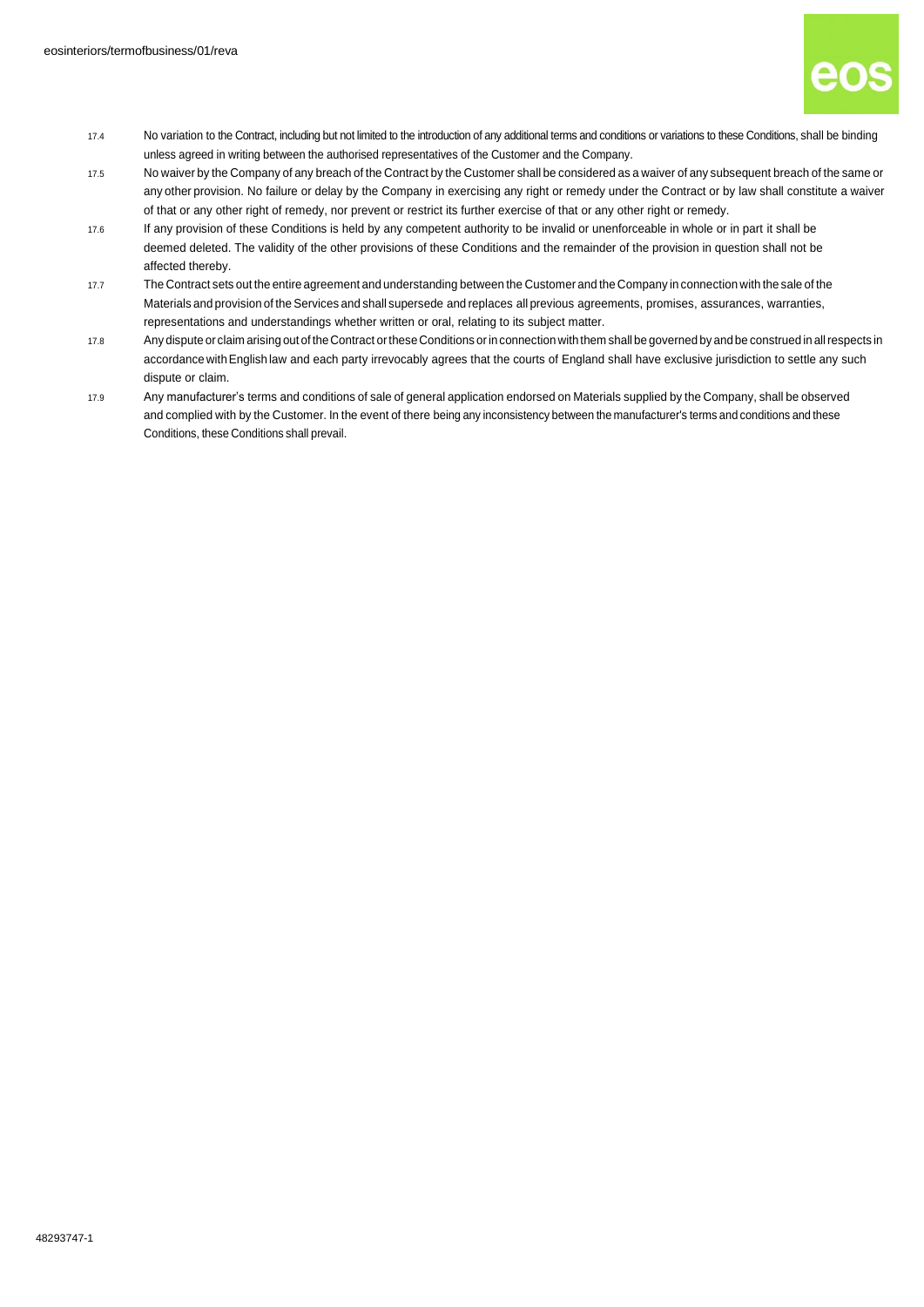17.4 No variation to the Contract, including but not limited to the introduction of any additional terms and conditions or variations to these Conditions, shall be binding unless agreed in writing between the authorised representatives of the Customer and the Company.

17.5 No waiver by the Company of any breach of the Contract by the Customer shall be considered as a waiver of any subsequent breach of the same or any other provision. No failure or delay by the Company in exercising any right or remedy under the Contract or by law shall constitute a waiver of that or any other right of remedy, nor prevent or restrict its further exercise of that or any other right or remedy.

17.6 If any provision of these Conditions is held by any competent authority to be invalid or unenforceable in whole or in part it shall be deemed deleted. The validity of the other provisions of these Conditions and the remainder of the provision in question shall not be affected thereby.

17.7 The Contract sets out the entire agreement and understanding between the Customer and the Company in connection with the sale of the Materials and provision of the Services and shall supersede and replaces all previous agreements, promises, assurances, warranties, representations and understandings whether written or oral, relating to its subject matter.

17.8 Any dispute or claim arising out of the Contract or these Conditions or in connection with them shall be governed by and be construed in all respects in accordance with English law and each party irrevocably agrees that the courts of England shall have exclusive jurisdiction to settle any such dispute or claim.

17.9 Any manufacturer's terms and conditions of sale of general application endorsed on Materials supplied by the Company, shall be observed and complied with by the Customer. In the event of there being any inconsistency between the manufacturer's terms and conditions and these Conditions, these Conditions shall prevail.